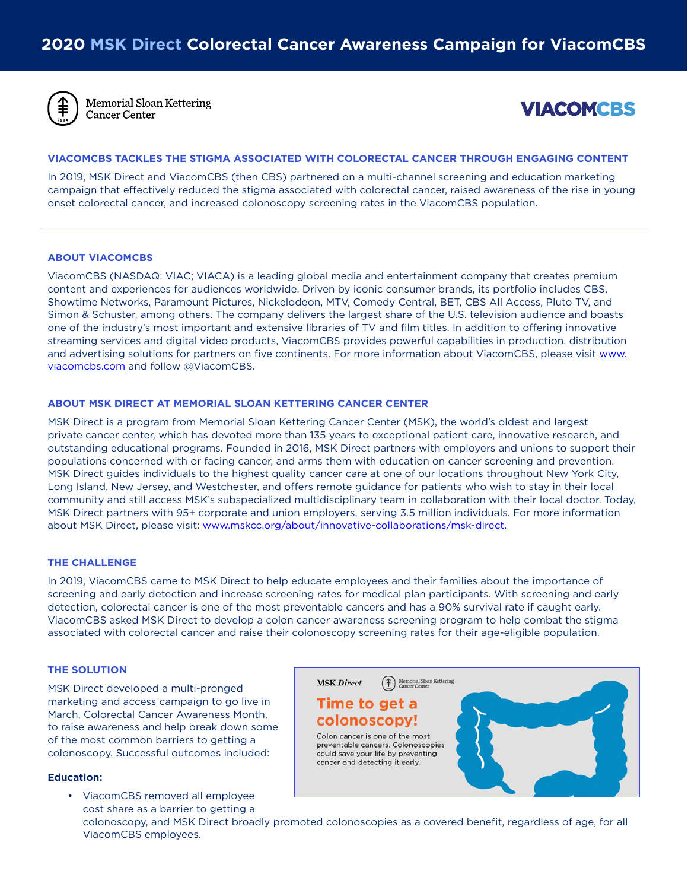# 2020 MSK Direct Colorectal Cancer Awareness Campaign for ViacomCBS

Memorial Sloan Kettering Cancer Center

VIACOMCBS

## VIACOMCBS TACKLES THE STIGMA ASSOCIATED WITH COLORECTAL CANCER THROUGH ENGAGING CONTENT

In 2019, MSK Direct and ViacomCBS (then CBS) partnered on a multi-channel screening and education marketing campaign that effectively reduced the stigma associated with colorectal cancer, raised awareness of the rise in young onset colorectal cancer, and increased colonoscopy screening rates in the ViacomCBS population.

---

## ABOUT VIACOMCBS

ViacomCBS (NASDAQ: VIAC; VIACA) is a leading global media and entertainment company that creates premium content and experiences for audiences worldwide. Driven by iconic consumer brands, its portfolio includes CBS, Showtime Networks, Paramount Pictures, Nickelodeon, MTV, Comedy Central, BET, CBS All Access, Pluto TV, and Simon & Schuster, among others. The company delivers the largest share of the U.S. television audience and boasts one of the industry's most important and extensive libraries of TV and film titles. In addition to offering innovative streaming services and digital video products, ViacomCBS provides powerful capabilities in production, distribution and advertising solutions for partners on five continents. For more information about ViacomCBS, please visit www.viacomcbs.com and follow @ViacomCBS.

## ABOUT MSK DIRECT AT MEMORIAL SLOAN KETTERING CANCER CENTER

MSK Direct is a program from Memorial Sloan Kettering Cancer Center (MSK), the world's oldest and largest private cancer center, which has devoted more than 135 years to exceptional patient care, innovative research, and outstanding educational programs. Founded in 2016, MSK Direct partners with employers and unions to support their populations concerned with or facing cancer, and arms them with education on cancer screening and prevention. MSK Direct guides individuals to the highest quality cancer care at one of our locations throughout New York City, Long Island, New Jersey, and Westchester, and offers remote guidance for patients who wish to stay in their local community and still access MSK's subspecialized multidisciplinary team in collaboration with their local doctor. Today, MSK Direct partners with 95+ corporate and union employers, serving 3.5 million individuals. For more information about MSK Direct, please visit: www.mskcc.org/about/innovative-collaborations/msk-direct.

## THE CHALLENGE

In 2019, ViacomCBS came to MSK Direct to help educate employees and their families about the importance of screening and early detection and increase screening rates for medical plan participants. With screening and early detection, colorectal cancer is one of the most preventable cancers and has a 90% survival rate if caught early. ViacomCBS asked MSK Direct to develop a colon cancer awareness screening program to help combat the stigma associated with colorectal cancer and raise their colonoscopy screening rates for their age-eligible population.

## THE SOLUTION

MSK Direct developed a multi-pronged marketing and access campaign to go live in March, Colorectal Cancer Awareness Month, to raise awareness and help break down some of the most common barriers to getting a colonoscopy. Successful outcomes included:

MSK Direct | Memorial Sloan Kettering Cancer Center

**Time to get a colonoscopy!**

Colon cancer is one of the most preventable cancers. Colonoscopies could save your life by preventing cancer and detecting it early.

**Education:**

- ViacomCBS removed all employee cost share as a barrier to getting a colonoscopy, and MSK Direct broadly promoted colonoscopies as a covered benefit, regardless of age, for all ViacomCBS employees.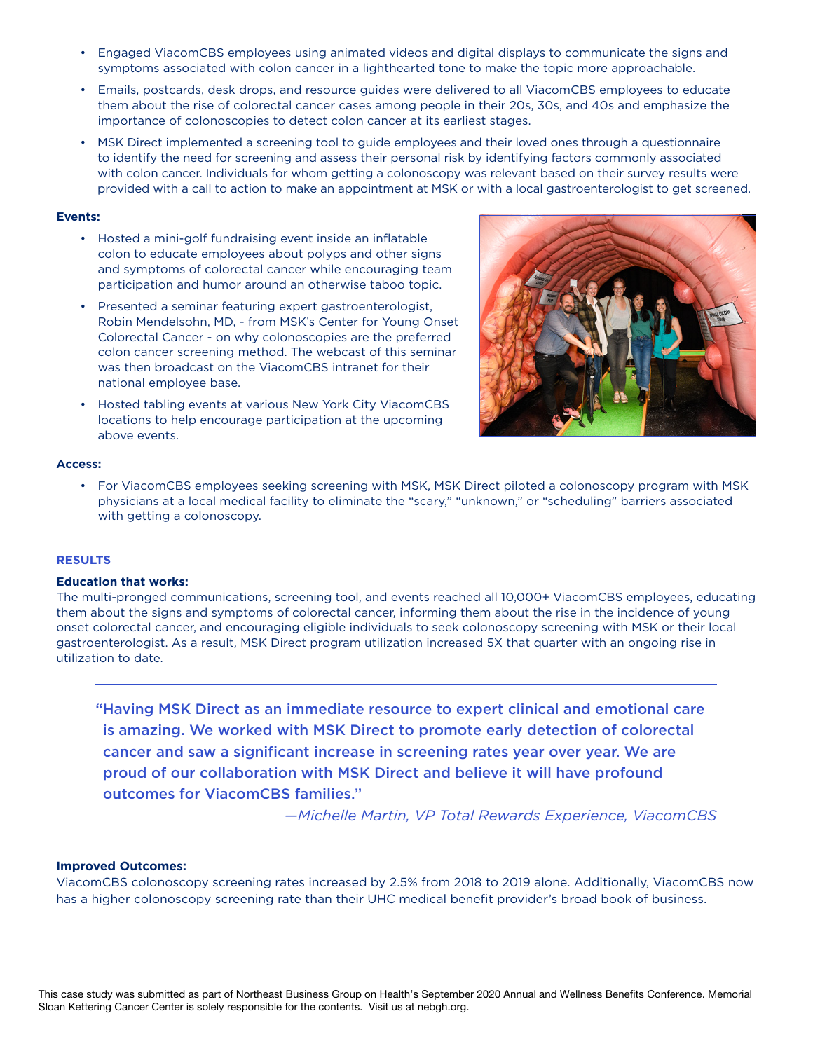- Engaged ViacomCBS employees using animated videos and digital displays to communicate the signs and symptoms associated with colon cancer in a lighthearted tone to make the topic more approachable.
- Emails, postcards, desk drops, and resource guides were delivered to all ViacomCBS employees to educate them about the rise of colorectal cancer cases among people in their 20s, 30s, and 40s and emphasize the importance of colonoscopies to detect colon cancer at its earliest stages.
- MSK Direct implemented a screening tool to guide employees and their loved ones through a questionnaire to identify the need for screening and assess their personal risk by identifying factors commonly associated with colon cancer. Individuals for whom getting a colonoscopy was relevant based on their survey results were provided with a call to action to make an appointment at MSK or with a local gastroenterologist to get screened.

**Events:**

- Hosted a mini-golf fundraising event inside an inflatable colon to educate employees about polyps and other signs and symptoms of colorectal cancer while encouraging team participation and humor around an otherwise taboo topic.
- Presented a seminar featuring expert gastroenterologist, Robin Mendelsohn, MD, - from MSK's Center for Young Onset Colorectal Cancer - on why colonoscopies are the preferred colon cancer screening method. The webcast of this seminar was then broadcast on the ViacomCBS intranet for their national employee base.
- Hosted tabling events at various New York City ViacomCBS locations to help encourage participation at the upcoming above events.

**Access:**

- For ViacomCBS employees seeking screening with MSK, MSK Direct piloted a colonoscopy program with MSK physicians at a local medical facility to eliminate the "scary," "unknown," or "scheduling" barriers associated with getting a colonoscopy.

**RESULTS**

**Education that works:**

The multi-pronged communications, screening tool, and events reached all 10,000+ ViacomCBS employees, educating them about the signs and symptoms of colorectal cancer, informing them about the rise in the incidence of young onset colorectal cancer, and encouraging eligible individuals to seek colonoscopy screening with MSK or their local gastroenterologist. As a result, MSK Direct program utilization increased 5X that quarter with an ongoing rise in utilization to date.

> "Having MSK Direct as an immediate resource to expert clinical and emotional care is amazing. We worked with MSK Direct to promote early detection of colorectal cancer and saw a significant increase in screening rates year over year. We are proud of our collaboration with MSK Direct and believe it will have profound outcomes for ViacomCBS families."
>
> *—Michelle Martin, VP Total Rewards Experience, ViacomCBS*

**Improved Outcomes:**

ViacomCBS colonoscopy screening rates increased by 2.5% from 2018 to 2019 alone. Additionally, ViacomCBS now has a higher colonoscopy screening rate than their UHC medical benefit provider's broad book of business.

This case study was submitted as part of Northeast Business Group on Health's September 2020 Annual and Wellness Benefits Conference. Memorial Sloan Kettering Cancer Center is solely responsible for the contents. Visit us at nebgh.org.